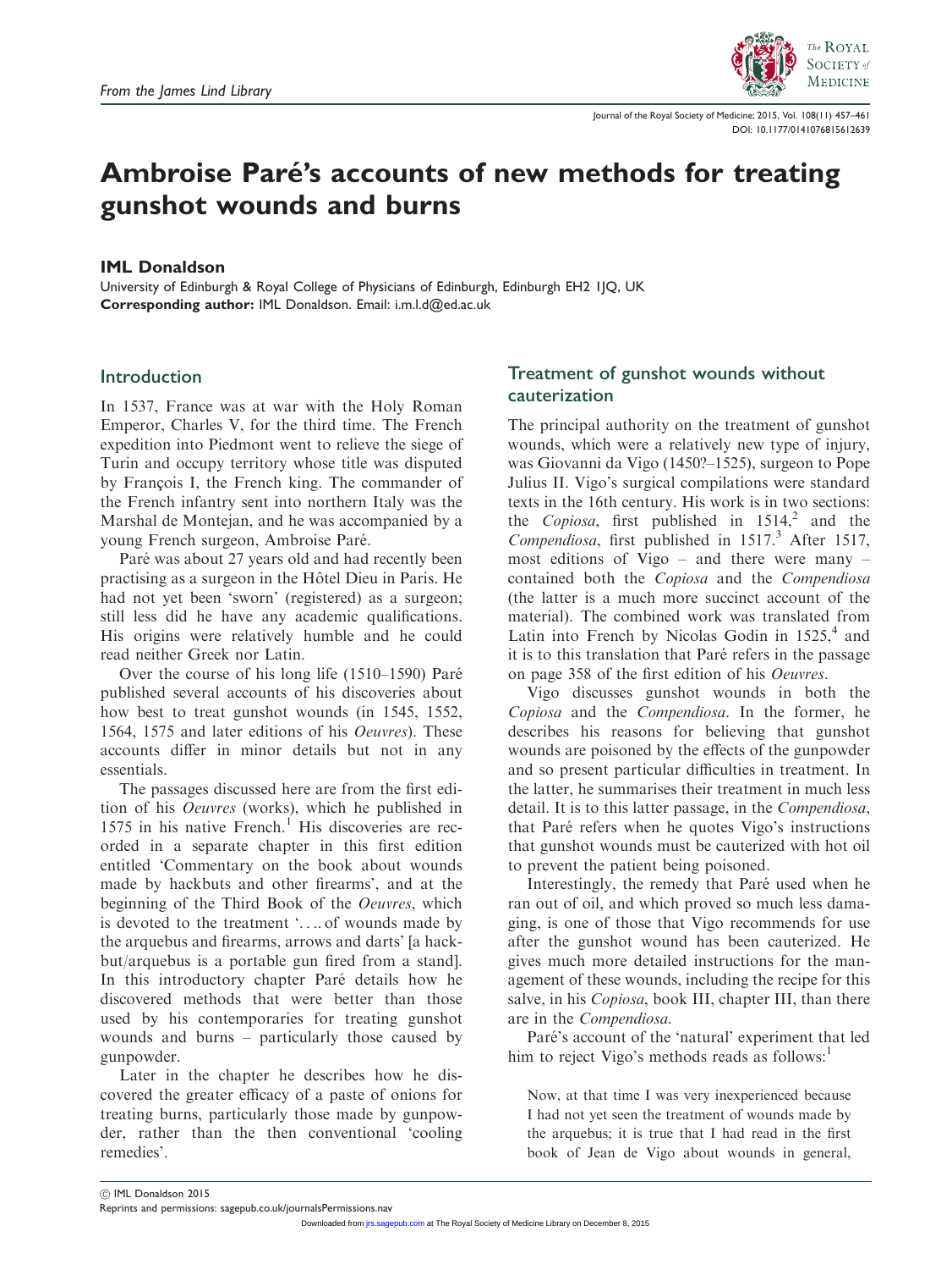From the James Lind Library

# Ambroise Paré's accounts of new methods for treating gunshot wounds and burns

**IML Donaldson**

University of Edinburgh & Royal College of Physicians of Edinburgh, Edinburgh EH2 1JQ, UK
**Corresponding author:** IML Donaldson. Email: i.m.l.d@ed.ac.uk

## Introduction

In 1537, France was at war with the Holy Roman Emperor, Charles V, for the third time. The French expedition into Piedmont went to relieve the siege of Turin and occupy territory whose title was disputed by François I, the French king. The commander of the French infantry sent into northern Italy was the Marshal de Montejan, and he was accompanied by a young French surgeon, Ambroise Paré.

Paré was about 27 years old and had recently been practising as a surgeon in the Hôtel Dieu in Paris. He had not yet been 'sworn' (registered) as a surgeon; still less did he have any academic qualifications. His origins were relatively humble and he could read neither Greek nor Latin.

Over the course of his long life (1510–1590) Paré published several accounts of his discoveries about how best to treat gunshot wounds (in 1545, 1552, 1564, 1575 and later editions of his *Oeuvres*). These accounts differ in minor details but not in any essentials.

The passages discussed here are from the first edition of his *Oeuvres* (works), which he published in 1575 in his native French.[1] His discoveries are recorded in a separate chapter in this first edition entitled 'Commentary on the book about wounds made by hackbuts and other firearms', and at the beginning of the Third Book of the *Oeuvres*, which is devoted to the treatment '.... of wounds made by the arquebus and firearms, arrows and darts' [a hackbut/arquebus is a portable gun fired from a stand]. In this introductory chapter Paré details how he discovered methods that were better than those used by his contemporaries for treating gunshot wounds and burns – particularly those caused by gunpowder.

Later in the chapter he describes how he discovered the greater efficacy of a paste of onions for treating burns, particularly those made by gunpowder, rather than the then conventional 'cooling remedies'.

## Treatment of gunshot wounds without cauterization

The principal authority on the treatment of gunshot wounds, which were a relatively new type of injury, was Giovanni da Vigo (1450?–1525), surgeon to Pope Julius II. Vigo's surgical compilations were standard texts in the 16th century. His work is in two sections: the *Copiosa*, first published in 1514,[2] and the *Compendiosa*, first published in 1517.[3] After 1517, most editions of Vigo – and there were many – contained both the *Copiosa* and the *Compendiosa* (the latter is a much more succinct account of the material). The combined work was translated from Latin into French by Nicolas Godin in 1525,[4] and it is to this translation that Paré refers in the passage on page 358 of the first edition of his *Oeuvres*.

Vigo discusses gunshot wounds in both the *Copiosa* and the *Compendiosa*. In the former, he describes his reasons for believing that gunshot wounds are poisoned by the effects of the gunpowder and so present particular difficulties in treatment. In the latter, he summarises their treatment in much less detail. It is to this latter passage, in the *Compendiosa*, that Paré refers when he quotes Vigo's instructions that gunshot wounds must be cauterized with hot oil to prevent the patient being poisoned.

Interestingly, the remedy that Paré used when he ran out of oil, and which proved so much less damaging, is one of those that Vigo recommends for use after the gunshot wound has been cauterized. He gives much more detailed instructions for the management of these wounds, including the recipe for this salve, in his *Copiosa*, book III, chapter III, than there are in the *Compendiosa*.

Paré's account of the 'natural' experiment that led him to reject Vigo's methods reads as follows:[1]

> Now, at that time I was very inexperienced because I had not yet seen the treatment of wounds made by the arquebus; it is true that I had read in the first book of Jean de Vigo about wounds in general,

© IML Donaldson 2015
Reprints and permissions: sagepub.co.uk/journalsPermissions.nav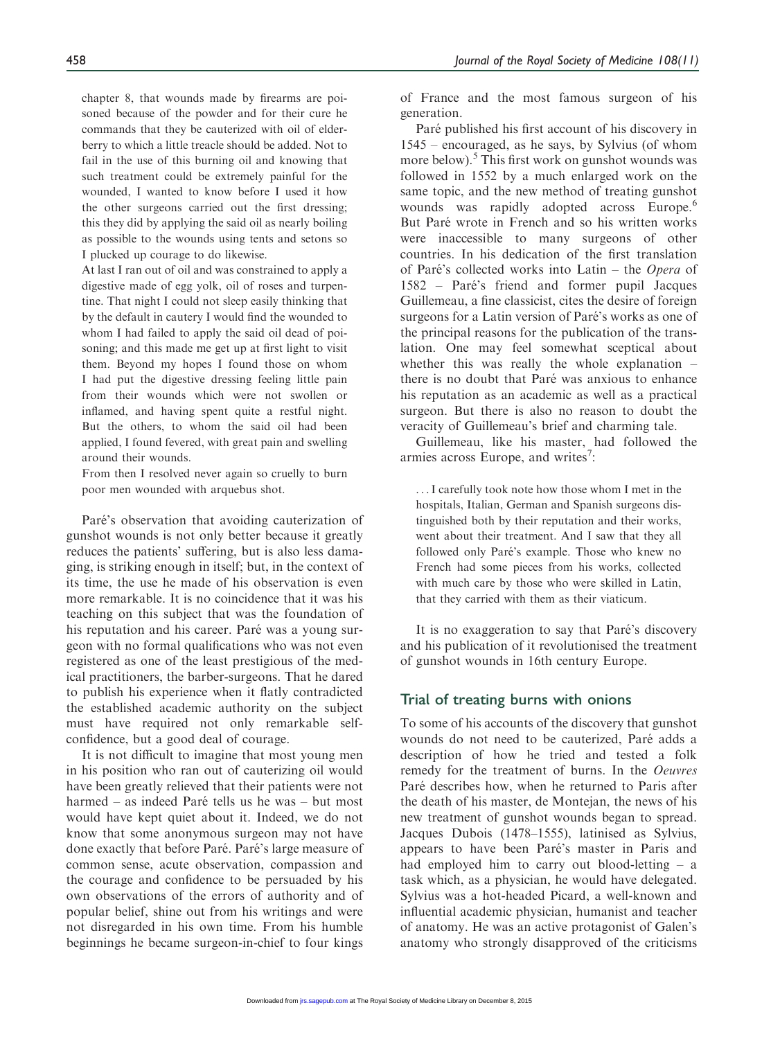chapter 8, that wounds made by firearms are poisoned because of the powder and for their cure he commands that they be cauterized with oil of elderberry to which a little treacle should be added. Not to fail in the use of this burning oil and knowing that such treatment could be extremely painful for the wounded, I wanted to know before I used it how the other surgeons carried out the first dressing; this they did by applying the said oil as nearly boiling as possible to the wounds using tents and setons so I plucked up courage to do likewise.

At last I ran out of oil and was constrained to apply a digestive made of egg yolk, oil of roses and turpentine. That night I could not sleep easily thinking that by the default in cautery I would find the wounded to whom I had failed to apply the said oil dead of poisoning; and this made me get up at first light to visit them. Beyond my hopes I found those on whom I had put the digestive dressing feeling little pain from their wounds which were not swollen or inflamed, and having spent quite a restful night. But the others, to whom the said oil had been applied, I found fevered, with great pain and swelling around their wounds.

From then I resolved never again so cruelly to burn poor men wounded with arquebus shot.

Paré's observation that avoiding cauterization of gunshot wounds is not only better because it greatly reduces the patients' suffering, but is also less damaging, is striking enough in itself; but, in the context of its time, the use he made of his observation is even more remarkable. It is no coincidence that it was his teaching on this subject that was the foundation of his reputation and his career. Paré was a young surgeon with no formal qualifications who was not even registered as one of the least prestigious of the medical practitioners, the barber-surgeons. That he dared to publish his experience when it flatly contradicted the established academic authority on the subject must have required not only remarkable self-confidence, but a good deal of courage.

It is not difficult to imagine that most young men in his position who ran out of cauterizing oil would have been greatly relieved that their patients were not harmed – as indeed Paré tells us he was – but most would have kept quiet about it. Indeed, we do not know that some anonymous surgeon may not have done exactly that before Paré. Paré's large measure of common sense, acute observation, compassion and the courage and confidence to be persuaded by his own observations of the errors of authority and of popular belief, shine out from his writings and were not disregarded in his own time. From his humble beginnings he became surgeon-in-chief to four kings of France and the most famous surgeon of his generation.

Paré published his first account of his discovery in 1545 – encouraged, as he says, by Sylvius (of whom more below).[5] This first work on gunshot wounds was followed in 1552 by a much enlarged work on the same topic, and the new method of treating gunshot wounds was rapidly adopted across Europe.[6] But Paré wrote in French and so his written works were inaccessible to many surgeons of other countries. In his dedication of the first translation of Paré's collected works into Latin – the *Opera* of 1582 – Paré's friend and former pupil Jacques Guillemeau, a fine classicist, cites the desire of foreign surgeons for a Latin version of Paré's works as one of the principal reasons for the publication of the translation. One may feel somewhat sceptical about whether this was really the whole explanation – there is no doubt that Paré was anxious to enhance his reputation as an academic as well as a practical surgeon. But there is also no reason to doubt the veracity of Guillemeau's brief and charming tale.

Guillemeau, like his master, had followed the armies across Europe, and writes[7]:

> ... I carefully took note how those whom I met in the hospitals, Italian, German and Spanish surgeons distinguished both by their reputation and their works, went about their treatment. And I saw that they all followed only Paré's example. Those who knew no French had some pieces from his works, collected with much care by those who were skilled in Latin, that they carried with them as their viaticum.

It is no exaggeration to say that Paré's discovery and his publication of it revolutionised the treatment of gunshot wounds in 16th century Europe.

## Trial of treating burns with onions

To some of his accounts of the discovery that gunshot wounds do not need to be cauterized, Paré adds a description of how he tried and tested a folk remedy for the treatment of burns. In the *Oeuvres* Paré describes how, when he returned to Paris after the death of his master, de Montejan, the news of his new treatment of gunshot wounds began to spread. Jacques Dubois (1478–1555), latinised as Sylvius, appears to have been Paré's master in Paris and had employed him to carry out blood-letting – a task which, as a physician, he would have delegated. Sylvius was a hot-headed Picard, a well-known and influential academic physician, humanist and teacher of anatomy. He was an active protagonist of Galen's anatomy who strongly disapproved of the criticisms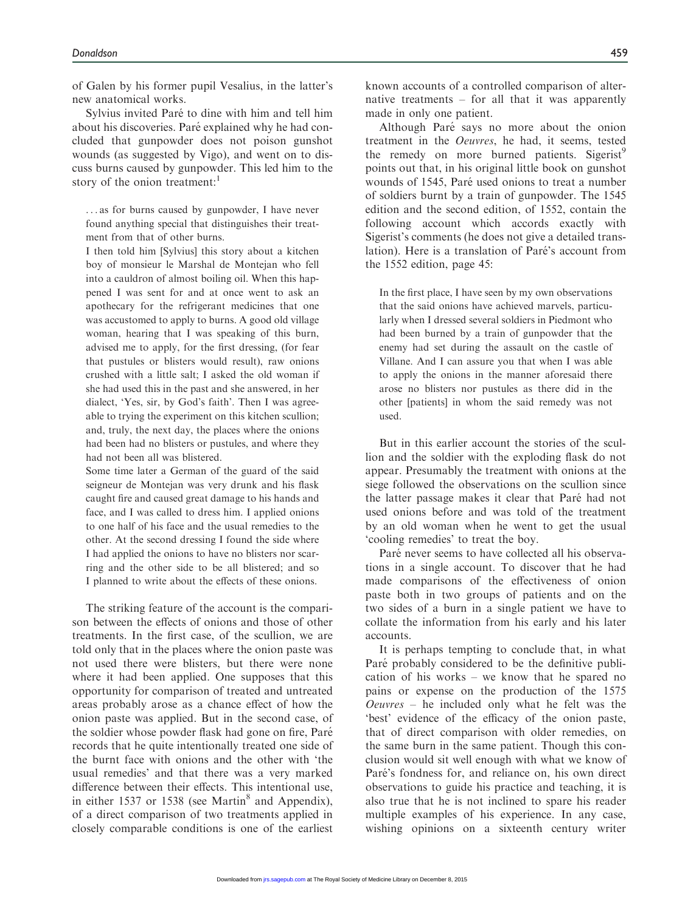of Galen by his former pupil Vesalius, in the latter's new anatomical works.

Sylvius invited Paré to dine with him and tell him about his discoveries. Paré explained why he had concluded that gunpowder does not poison gunshot wounds (as suggested by Vigo), and went on to discuss burns caused by gunpowder. This led him to the story of the onion treatment:[1]

> ... as for burns caused by gunpowder, I have never found anything special that distinguishes their treatment from that of other burns.
>
> I then told him [Sylvius] this story about a kitchen boy of monsieur le Marshal de Montejan who fell into a cauldron of almost boiling oil. When this happened I was sent for and at once went to ask an apothecary for the refrigerant medicines that one was accustomed to apply to burns. A good old village woman, hearing that I was speaking of this burn, advised me to apply, for the first dressing, (for fear that pustules or blisters would result), raw onions crushed with a little salt; I asked the old woman if she had used this in the past and she answered, in her dialect, 'Yes, sir, by God's faith'. Then I was agreeable to trying the experiment on this kitchen scullion; and, truly, the next day, the places where the onions had been had no blisters or pustules, and where they had not been all was blistered.
>
> Some time later a German of the guard of the said seigneur de Montejan was very drunk and his flask caught fire and caused great damage to his hands and face, and I was called to dress him. I applied onions to one half of his face and the usual remedies to the other. At the second dressing I found the side where I had applied the onions to have no blisters nor scarring and the other side to be all blistered; and so I planned to write about the effects of these onions.

The striking feature of the account is the comparison between the effects of onions and those of other treatments. In the first case, of the scullion, we are told only that in the places where the onion paste was not used there were blisters, but there were none where it had been applied. One supposes that this opportunity for comparison of treated and untreated areas probably arose as a chance effect of how the onion paste was applied. But in the second case, of the soldier whose powder flask had gone on fire, Paré records that he quite intentionally treated one side of the burnt face with onions and the other with 'the usual remedies' and that there was a very marked difference between their effects. This intentional use, in either 1537 or 1538 (see Martin[8] and Appendix), of a direct comparison of two treatments applied in closely comparable conditions is one of the earliest known accounts of a controlled comparison of alternative treatments – for all that it was apparently made in only one patient.

Although Paré says no more about the onion treatment in the *Oeuvres*, he had, it seems, tested the remedy on more burned patients. Sigerist[9] points out that, in his original little book on gunshot wounds of 1545, Paré used onions to treat a number of soldiers burnt by a train of gunpowder. The 1545 edition and the second edition, of 1552, contain the following account which accords exactly with Sigerist's comments (he does not give a detailed translation). Here is a translation of Paré's account from the 1552 edition, page 45:

> In the first place, I have seen by my own observations that the said onions have achieved marvels, particularly when I dressed several soldiers in Piedmont who had been burned by a train of gunpowder that the enemy had set during the assault on the castle of Villane. And I can assure you that when I was able to apply the onions in the manner aforesaid there arose no blisters nor pustules as there did in the other [patients] in whom the said remedy was not used.

But in this earlier account the stories of the scullion and the soldier with the exploding flask do not appear. Presumably the treatment with onions at the siege followed the observations on the scullion since the latter passage makes it clear that Paré had not used onions before and was told of the treatment by an old woman when he went to get the usual 'cooling remedies' to treat the boy.

Paré never seems to have collected all his observations in a single account. To discover that he had made comparisons of the effectiveness of onion paste both in two groups of patients and on the two sides of a burn in a single patient we have to collate the information from his early and his later accounts.

It is perhaps tempting to conclude that, in what Paré probably considered to be the definitive publication of his works – we know that he spared no pains or expense on the production of the 1575 *Oeuvres* – he included only what he felt was the 'best' evidence of the efficacy of the onion paste, that of direct comparison with older remedies, on the same burn in the same patient. Though this conclusion would sit well enough with what we know of Paré's fondness for, and reliance on, his own direct observations to guide his practice and teaching, it is also true that he is not inclined to spare his reader multiple examples of his experience. In any case, wishing opinions on a sixteenth century writer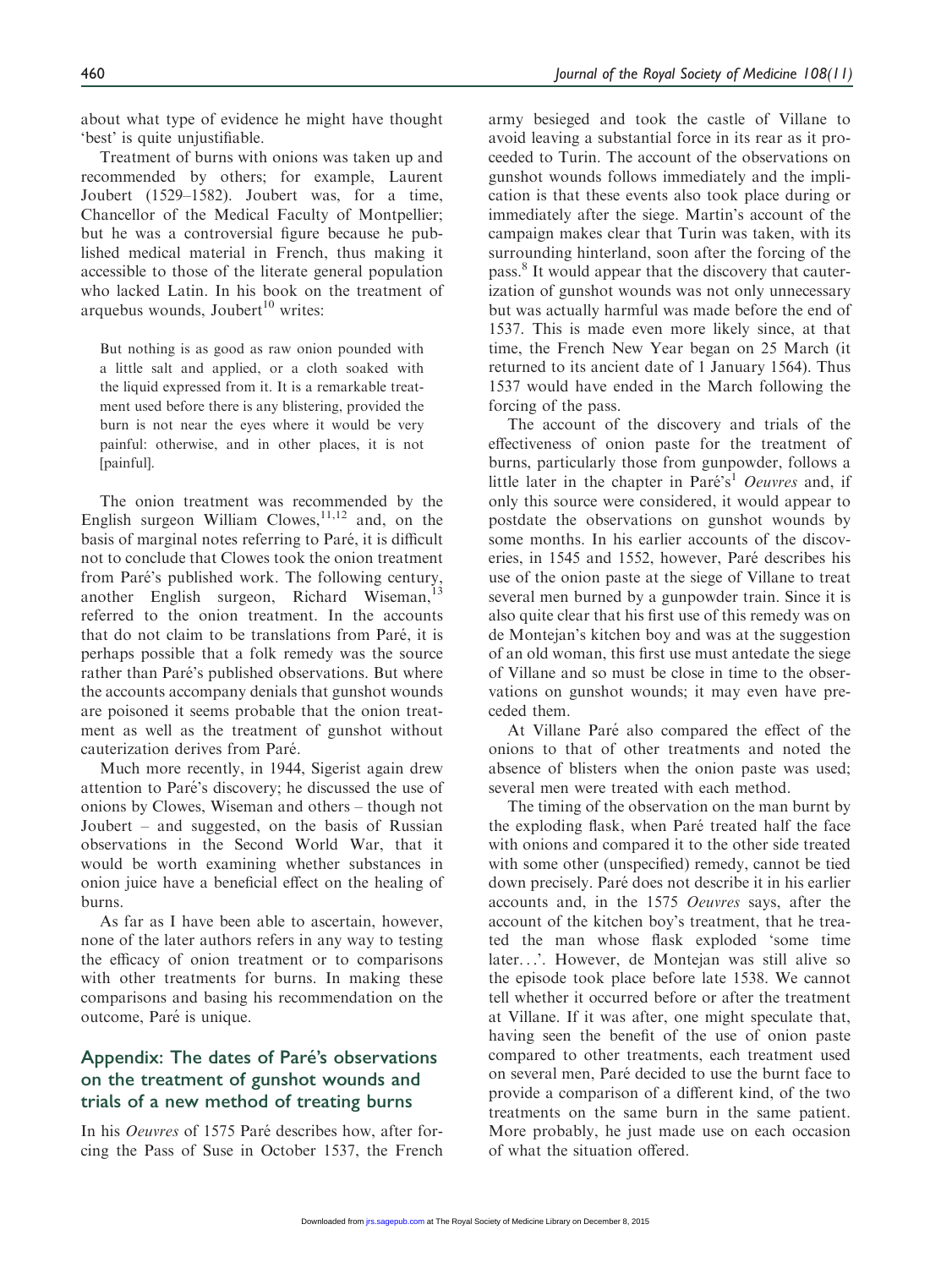about what type of evidence he might have thought 'best' is quite unjustifiable.

Treatment of burns with onions was taken up and recommended by others; for example, Laurent Joubert (1529–1582). Joubert was, for a time, Chancellor of the Medical Faculty of Montpellier; but he was a controversial figure because he published medical material in French, thus making it accessible to those of the literate general population who lacked Latin. In his book on the treatment of arquebus wounds, Joubert[10] writes:

> But nothing is as good as raw onion pounded with a little salt and applied, or a cloth soaked with the liquid expressed from it. It is a remarkable treatment used before there is any blistering, provided the burn is not near the eyes where it would be very painful: otherwise, and in other places, it is not [painful].

The onion treatment was recommended by the English surgeon William Clowes,[11,12] and, on the basis of marginal notes referring to Paré, it is difficult not to conclude that Clowes took the onion treatment from Paré's published work. The following century, another English surgeon, Richard Wiseman,[13] referred to the onion treatment. In the accounts that do not claim to be translations from Paré, it is perhaps possible that a folk remedy was the source rather than Paré's published observations. But where the accounts accompany denials that gunshot wounds are poisoned it seems probable that the onion treatment as well as the treatment of gunshot without cauterization derives from Paré.

Much more recently, in 1944, Sigerist again drew attention to Paré's discovery; he discussed the use of onions by Clowes, Wiseman and others – though not Joubert – and suggested, on the basis of Russian observations in the Second World War, that it would be worth examining whether substances in onion juice have a beneficial effect on the healing of burns.

As far as I have been able to ascertain, however, none of the later authors refers in any way to testing the efficacy of onion treatment or to comparisons with other treatments for burns. In making these comparisons and basing his recommendation on the outcome, Paré is unique.

## Appendix: The dates of Paré's observations on the treatment of gunshot wounds and trials of a new method of treating burns

In his *Oeuvres* of 1575 Paré describes how, after forcing the Pass of Suse in October 1537, the French army besieged and took the castle of Villane to avoid leaving a substantial force in its rear as it proceeded to Turin. The account of the observations on gunshot wounds follows immediately and the implication is that these events also took place during or immediately after the siege. Martin's account of the campaign makes clear that Turin was taken, with its surrounding hinterland, soon after the forcing of the pass.[8] It would appear that the discovery that cauterization of gunshot wounds was not only unnecessary but was actually harmful was made before the end of 1537. This is made even more likely since, at that time, the French New Year began on 25 March (it returned to its ancient date of 1 January 1564). Thus 1537 would have ended in the March following the forcing of the pass.

The account of the discovery and trials of the effectiveness of onion paste for the treatment of burns, particularly those from gunpowder, follows a little later in the chapter in Paré's[1] *Oeuvres* and, if only this source were considered, it would appear to postdate the observations on gunshot wounds by some months. In his earlier accounts of the discoveries, in 1545 and 1552, however, Paré describes his use of the onion paste at the siege of Villane to treat several men burned by a gunpowder train. Since it is also quite clear that his first use of this remedy was on de Montejan's kitchen boy and was at the suggestion of an old woman, this first use must antedate the siege of Villane and so must be close in time to the observations on gunshot wounds; it may even have preceded them.

At Villane Paré also compared the effect of the onions to that of other treatments and noted the absence of blisters when the onion paste was used; several men were treated with each method.

The timing of the observation on the man burnt by the exploding flask, when Paré treated half the face with onions and compared it to the other side treated with some other (unspecified) remedy, cannot be tied down precisely. Paré does not describe it in his earlier accounts and, in the 1575 *Oeuvres* says, after the account of the kitchen boy's treatment, that he treated the man whose flask exploded 'some time later...'. However, de Montejan was still alive so the episode took place before late 1538. We cannot tell whether it occurred before or after the treatment at Villane. If it was after, one might speculate that, having seen the benefit of the use of onion paste compared to other treatments, each treatment used on several men, Paré decided to use the burnt face to provide a comparison of a different kind, of the two treatments on the same burn in the same patient. More probably, he just made use on each occasion of what the situation offered.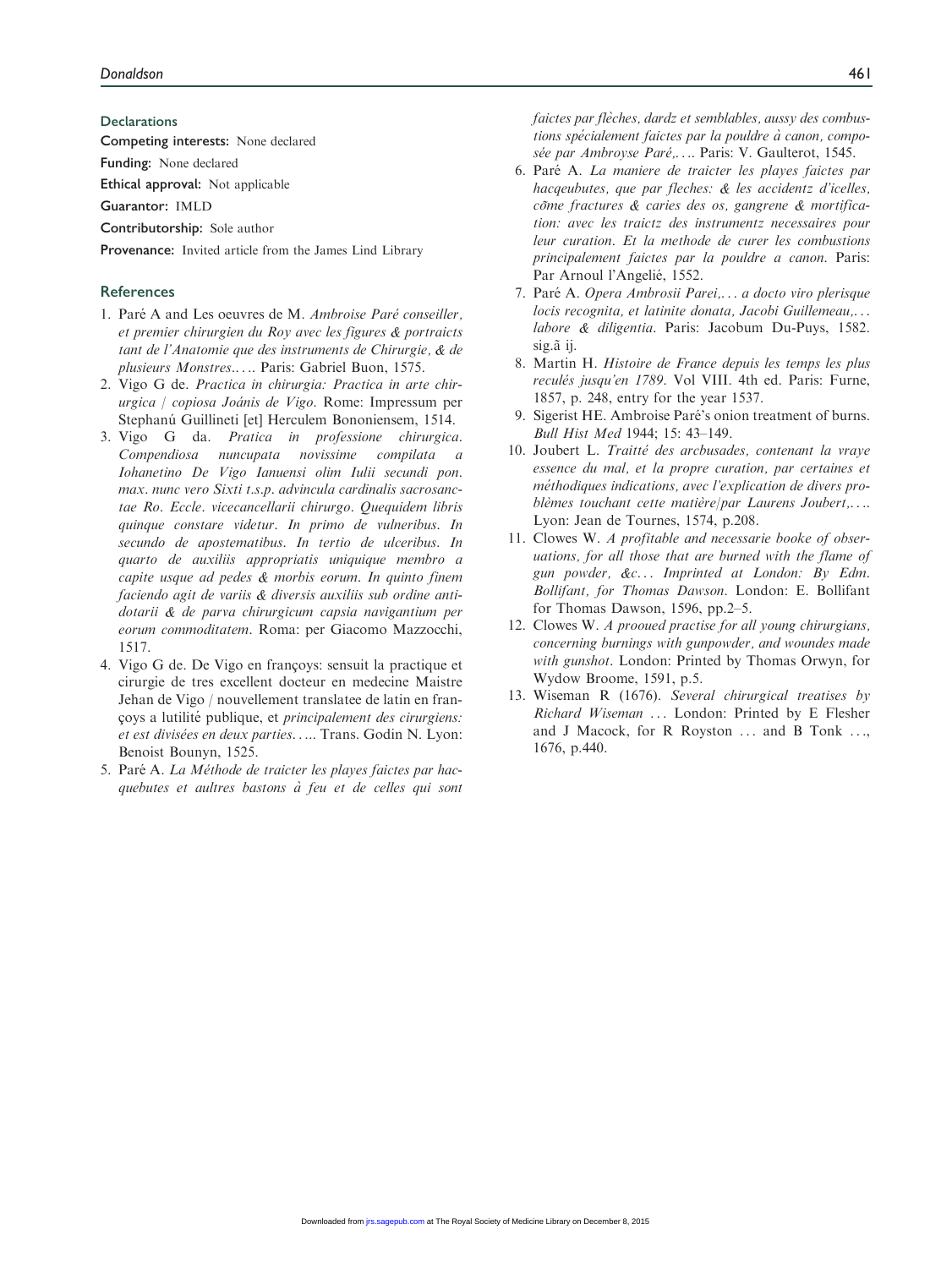### Declarations

**Competing interests:** None declared

**Funding:** None declared

**Ethical approval:** Not applicable

**Guarantor:** IMLD

**Contributorship:** Sole author

**Provenance:** Invited article from the James Lind Library

### References

1. Paré A and Les oeuvres de M. *Ambroise Paré conseiller, et premier chirurgien du Roy avec les figures & portraicts tant de l'Anatomie que des instruments de Chirurgie, & de plusieurs Monstres.*.... Paris: Gabriel Buon, 1575.
2. Vigo G de. *Practica in chirurgia: Practica in arte chirurgica / copiosa Joánis de Vigo*. Rome: Impressum per Stephanú Guillineti [et] Herculem Bononiensem, 1514.
3. Vigo G da. *Pratica in professione chirurgica. Compendiosa nuncupata novissime compilata a Iohanetino De Vigo Ianuensi olim Iulii secundi pon. max. nunc vero Sixti t.s.p. advincula cardinalis sacrosanctae Ro. Eccle. vicecancellarii chirurgo. Quequidem libris quinque constare videtur. In primo de vulneribus. In secundo de apostematibus. In tertio de ulceribus. In quarto de auxiliis appropriatis uniquique membro a capite usque ad pedes & morbis eorum. In quinto finem faciendo agit de variis & diversis auxiliis sub ordine antidotarii & de parva chirurgicum capsia navigantium per eorum commoditatem*. Roma: per Giacomo Mazzocchi, 1517.
4. Vigo G de. De Vigo en françoys: sensuit la practique et cirurgie de tres excellent docteur en medecine Maistre Jehan de Vigo / nouvellement translatee de latin en françoys a lutilité publique, et *principalement des cirurgiens: et est divisées en deux parties*..... Trans. Godin N. Lyon: Benoist Bounyn, 1525.
5. Paré A. *La Méthode de traicter les playes faictes par hacquebutes et aultres bastons à feu et de celles qui sont faictes par flèches, dardz et semblables, aussy des combustions spécialement faictes par la pouldre à canon, composée par Ambroyse Paré,*.... Paris: V. Gaulterot, 1545.
6. Paré A. *La maniere de traicter les playes faictes par hacqeubutes, que par fleches: & les accidentz d'icelles, cõme fractures & caries des os, gangrene & mortification: avec les traictz des instrumentz necessaires pour leur curation. Et la methode de curer les combustions principalement faictes par la pouldre a canon*. Paris: Par Arnoul l'Angelié, 1552.
7. Paré A. *Opera Ambrosii Parei,... a docto viro plerisque locis recognita, et latinite donata, Jacobi Guillemeau,... labore & diligentia*. Paris: Jacobum Du-Puys, 1582. sig.ã ij.
8. Martin H. *Histoire de France depuis les temps les plus reculés jusqu'en 1789*. Vol VIII. 4th ed. Paris: Furne, 1857, p. 248, entry for the year 1537.
9. Sigerist HE. Ambroise Paré's onion treatment of burns. *Bull Hist Med* 1944; 15: 43–149.
10. Joubert L. *Traitté des arcbusades, contenant la vraye essence du mal, et la propre curation, par certaines et méthodiques indications, avec l'explication de divers problèmes touchant cette matière/par Laurens Joubert,*.... Lyon: Jean de Tournes, 1574, p.208.
11. Clowes W. *A profitable and necessarie booke of obseruations, for all those that are burned with the flame of gun powder, &c... Imprinted at London: By Edm. Bollifant, for Thomas Dawson*. London: E. Bollifant for Thomas Dawson, 1596, pp.2–5.
12. Clowes W. *A prooued practise for all young chirurgians, concerning burnings with gunpowder, and woundes made with gunshot*. London: Printed by Thomas Orwyn, for Wydow Broome, 1591, p.5.
13. Wiseman R (1676). *Several chirurgical treatises by Richard Wiseman* ... London: Printed by E Flesher and J Macock, for R Royston ... and B Tonk ..., 1676, p.440.